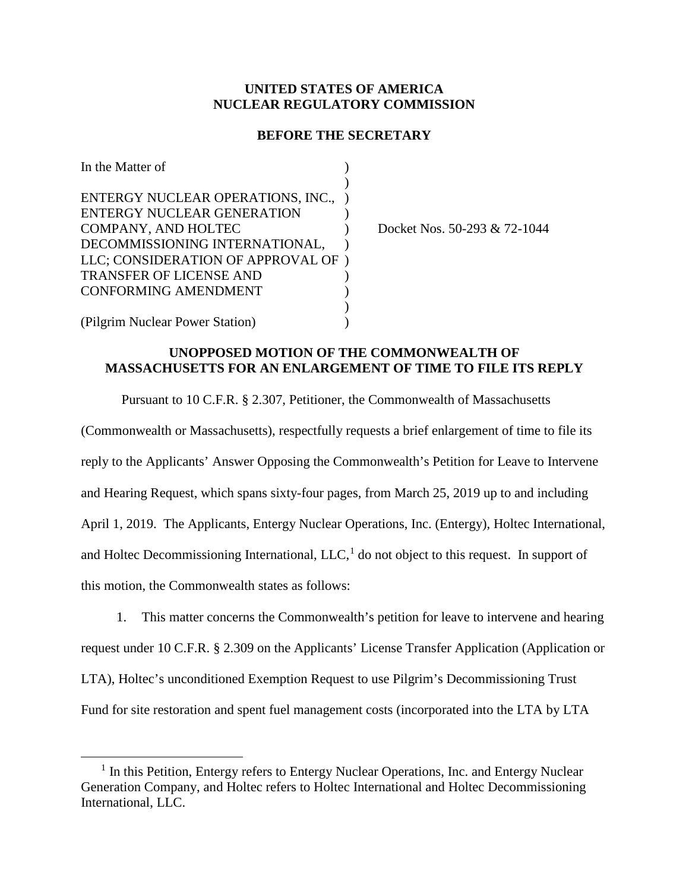**UNITED STATES OF AMERICA**
**NUCLEAR REGULATORY COMMISSION**

**BEFORE THE SECRETARY**

| | | |
|---|---|---|
| In the Matter of | ) | |
| | ) | |
| ENTERGY NUCLEAR OPERATIONS, INC., | ) | |
| ENTERGY NUCLEAR GENERATION | ) | |
| COMPANY, AND HOLTEC | ) | Docket Nos. 50-293 & 72-1044 |
| DECOMMISSIONING INTERNATIONAL, | ) | |
| LLC; CONSIDERATION OF APPROVAL OF | ) | |
| TRANSFER OF LICENSE AND | ) | |
| CONFORMING AMENDMENT | ) | |
| | ) | |
| (Pilgrim Nuclear Power Station) | ) | |

**UNOPPOSED MOTION OF THE COMMONWEALTH OF MASSACHUSETTS FOR AN ENLARGEMENT OF TIME TO FILE ITS REPLY**

Pursuant to 10 C.F.R. § 2.307, Petitioner, the Commonwealth of Massachusetts (Commonwealth or Massachusetts), respectfully requests a brief enlargement of time to file its reply to the Applicants' Answer Opposing the Commonwealth's Petition for Leave to Intervene and Hearing Request, which spans sixty-four pages, from March 25, 2019 up to and including April 1, 2019. The Applicants, Entergy Nuclear Operations, Inc. (Entergy), Holtec International, and Holtec Decommissioning International, LLC,[1] do not object to this request. In support of this motion, the Commonwealth states as follows:

1. This matter concerns the Commonwealth's petition for leave to intervene and hearing request under 10 C.F.R. § 2.309 on the Applicants' License Transfer Application (Application or LTA), Holtec's unconditioned Exemption Request to use Pilgrim's Decommissioning Trust Fund for site restoration and spent fuel management costs (incorporated into the LTA by LTA

[1] In this Petition, Entergy refers to Entergy Nuclear Operations, Inc. and Entergy Nuclear Generation Company, and Holtec refers to Holtec International and Holtec Decommissioning International, LLC.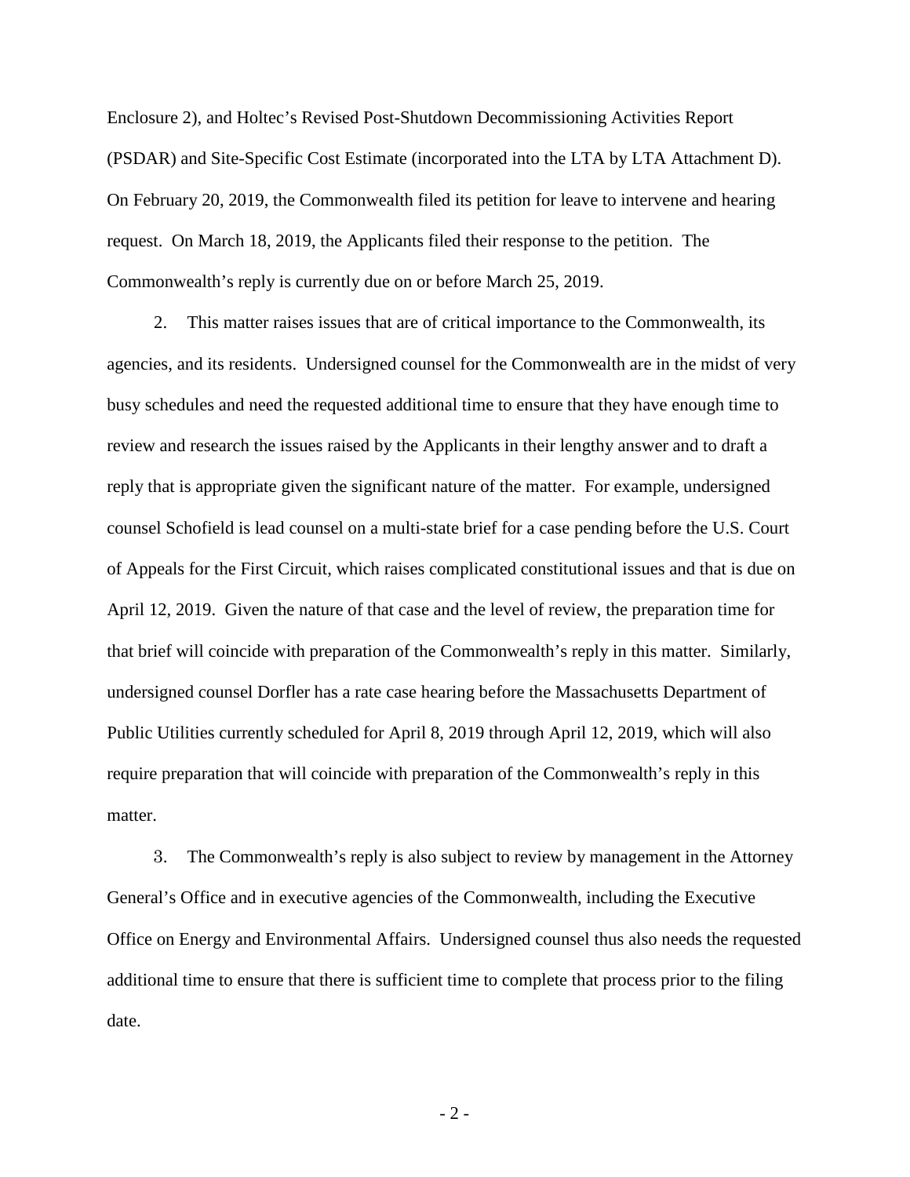Enclosure 2), and Holtec's Revised Post-Shutdown Decommissioning Activities Report (PSDAR) and Site-Specific Cost Estimate (incorporated into the LTA by LTA Attachment D). On February 20, 2019, the Commonwealth filed its petition for leave to intervene and hearing request. On March 18, 2019, the Applicants filed their response to the petition. The Commonwealth's reply is currently due on or before March 25, 2019.

2. This matter raises issues that are of critical importance to the Commonwealth, its agencies, and its residents. Undersigned counsel for the Commonwealth are in the midst of very busy schedules and need the requested additional time to ensure that they have enough time to review and research the issues raised by the Applicants in their lengthy answer and to draft a reply that is appropriate given the significant nature of the matter. For example, undersigned counsel Schofield is lead counsel on a multi-state brief for a case pending before the U.S. Court of Appeals for the First Circuit, which raises complicated constitutional issues and that is due on April 12, 2019. Given the nature of that case and the level of review, the preparation time for that brief will coincide with preparation of the Commonwealth's reply in this matter. Similarly, undersigned counsel Dorfler has a rate case hearing before the Massachusetts Department of Public Utilities currently scheduled for April 8, 2019 through April 12, 2019, which will also require preparation that will coincide with preparation of the Commonwealth's reply in this matter.

3. The Commonwealth's reply is also subject to review by management in the Attorney General's Office and in executive agencies of the Commonwealth, including the Executive Office on Energy and Environmental Affairs. Undersigned counsel thus also needs the requested additional time to ensure that there is sufficient time to complete that process prior to the filing date.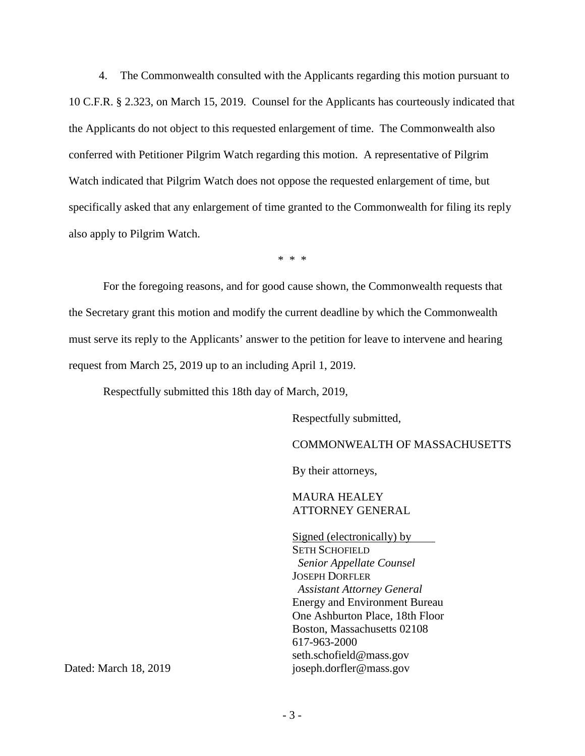4. The Commonwealth consulted with the Applicants regarding this motion pursuant to 10 C.F.R. § 2.323, on March 15, 2019. Counsel for the Applicants has courteously indicated that the Applicants do not object to this requested enlargement of time. The Commonwealth also conferred with Petitioner Pilgrim Watch regarding this motion. A representative of Pilgrim Watch indicated that Pilgrim Watch does not oppose the requested enlargement of time, but specifically asked that any enlargement of time granted to the Commonwealth for filing its reply also apply to Pilgrim Watch.

\* \* \*

For the foregoing reasons, and for good cause shown, the Commonwealth requests that the Secretary grant this motion and modify the current deadline by which the Commonwealth must serve its reply to the Applicants' answer to the petition for leave to intervene and hearing request from March 25, 2019 up to an including April 1, 2019.

Respectfully submitted this 18th day of March, 2019,

Respectfully submitted,

COMMONWEALTH OF MASSACHUSETTS

By their attorneys,

MAURA HEALEY
ATTORNEY GENERAL

Signed (electronically) by
SETH SCHOFIELD
*Senior Appellate Counsel*
JOSEPH DORFLER
*Assistant Attorney General*
Energy and Environment Bureau
One Ashburton Place, 18th Floor
Boston, Massachusetts 02108
617-963-2000
seth.schofield@mass.gov
joseph.dorfler@mass.gov

Dated: March 18, 2019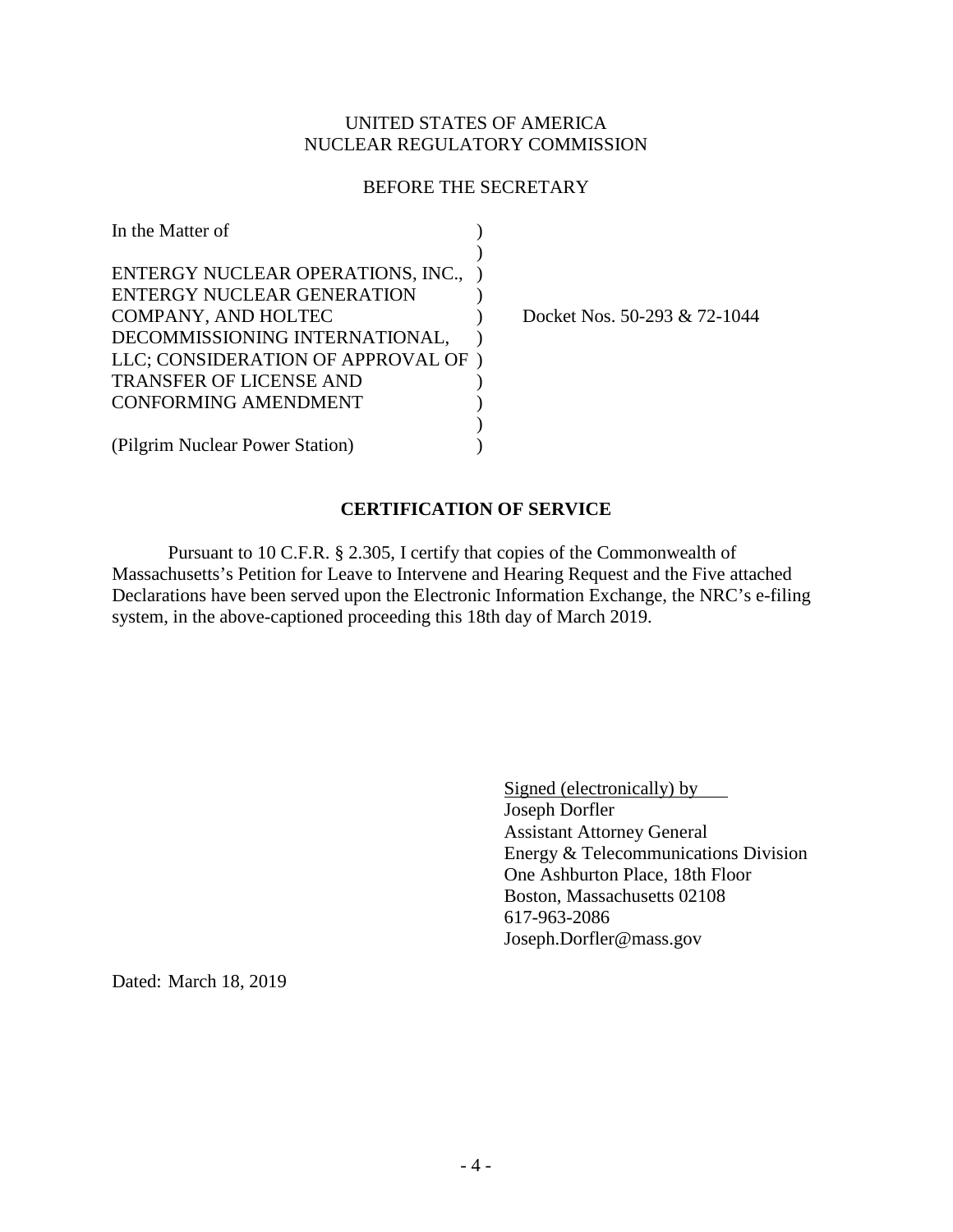UNITED STATES OF AMERICA
NUCLEAR REGULATORY COMMISSION

BEFORE THE SECRETARY

| | | |
|---|---|---|
| In the Matter of | ) | |
| | ) | |
| ENTERGY NUCLEAR OPERATIONS, INC., | ) | |
| ENTERGY NUCLEAR GENERATION | ) | |
| COMPANY, AND HOLTEC | ) | Docket Nos. 50-293 & 72-1044 |
| DECOMMISSIONING INTERNATIONAL, | ) | |
| LLC; CONSIDERATION OF APPROVAL OF | ) | |
| TRANSFER OF LICENSE AND | ) | |
| CONFORMING AMENDMENT | ) | |
| | ) | |
| (Pilgrim Nuclear Power Station) | ) | |

## CERTIFICATION OF SERVICE

Pursuant to 10 C.F.R. § 2.305, I certify that copies of the Commonwealth of Massachusetts's Petition for Leave to Intervene and Hearing Request and the Five attached Declarations have been served upon the Electronic Information Exchange, the NRC's e-filing system, in the above-captioned proceeding this 18th day of March 2019.

Signed (electronically) by
Joseph Dorfler
Assistant Attorney General
Energy & Telecommunications Division
One Ashburton Place, 18th Floor
Boston, Massachusetts 02108
617-963-2086
Joseph.Dorfler@mass.gov

Dated: March 18, 2019